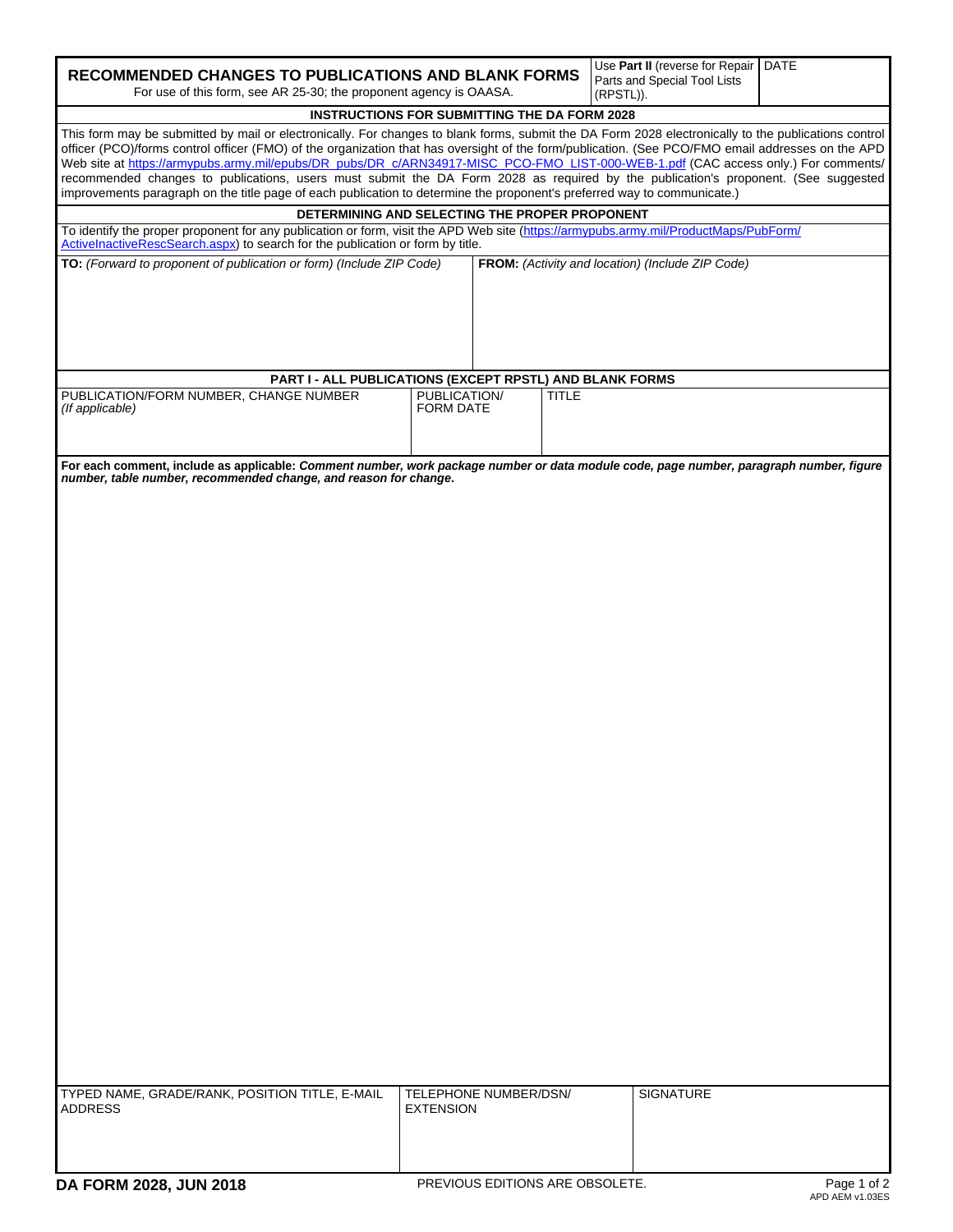# RECOMMENDED CHANGES TO PUBLICATIONS AND BLANK FORMS

For use of this form, see AR 25-30; the proponent agency is OAASA.

Use **Part II** (reverse for Repair Parts and Special Tool Lists (RPSTL)).

DATE

## INSTRUCTIONS FOR SUBMITTING THE DA FORM 2028

This form may be submitted by mail or electronically. For changes to blank forms, submit the DA Form 2028 electronically to the publications control officer (PCO)/forms control officer (FMO) of the organization that has oversight of the form/publication. (See PCO/FMO email addresses on the APD Web site at https://armypubs.army.mil/epubs/DR_pubs/DR_c/ARN34917-MISC_PCO-FMO_LIST-000-WEB-1.pdf (CAC access only.) For comments/ recommended changes to publications, users must submit the DA Form 2028 as required by the publication's proponent. (See suggested improvements paragraph on the title page of each publication to determine the proponent's preferred way to communicate.)

## DETERMINING AND SELECTING THE PROPER PROPONENT

To identify the proper proponent for any publication or form, visit the APD Web site (https://armypubs.army.mil/ProductMaps/PubForm/ActiveInactiveRescSearch.aspx) to search for the publication or form by title.

| **TO:** *(Forward to proponent of publication or form) (Include ZIP Code)* | **FROM:** *(Activity and location) (Include ZIP Code)* |
|---|---|
| | |

## PART I - ALL PUBLICATIONS (EXCEPT RPSTL) AND BLANK FORMS

| PUBLICATION/FORM NUMBER, CHANGE NUMBER *(If applicable)* | PUBLICATION/ FORM DATE | TITLE |
|---|---|---|
| | | |

**For each comment, include as applicable:** ***Comment number, work package number or data module code, page number, paragraph number, figure number, table number, recommended change, and reason for change.***

| TYPED NAME, GRADE/RANK, POSITION TITLE, E-MAIL ADDRESS | TELEPHONE NUMBER/DSN/ EXTENSION | SIGNATURE |
|---|---|---|
| | | |

**DA FORM 2028, JUN 2018** PREVIOUS EDITIONS ARE OBSOLETE.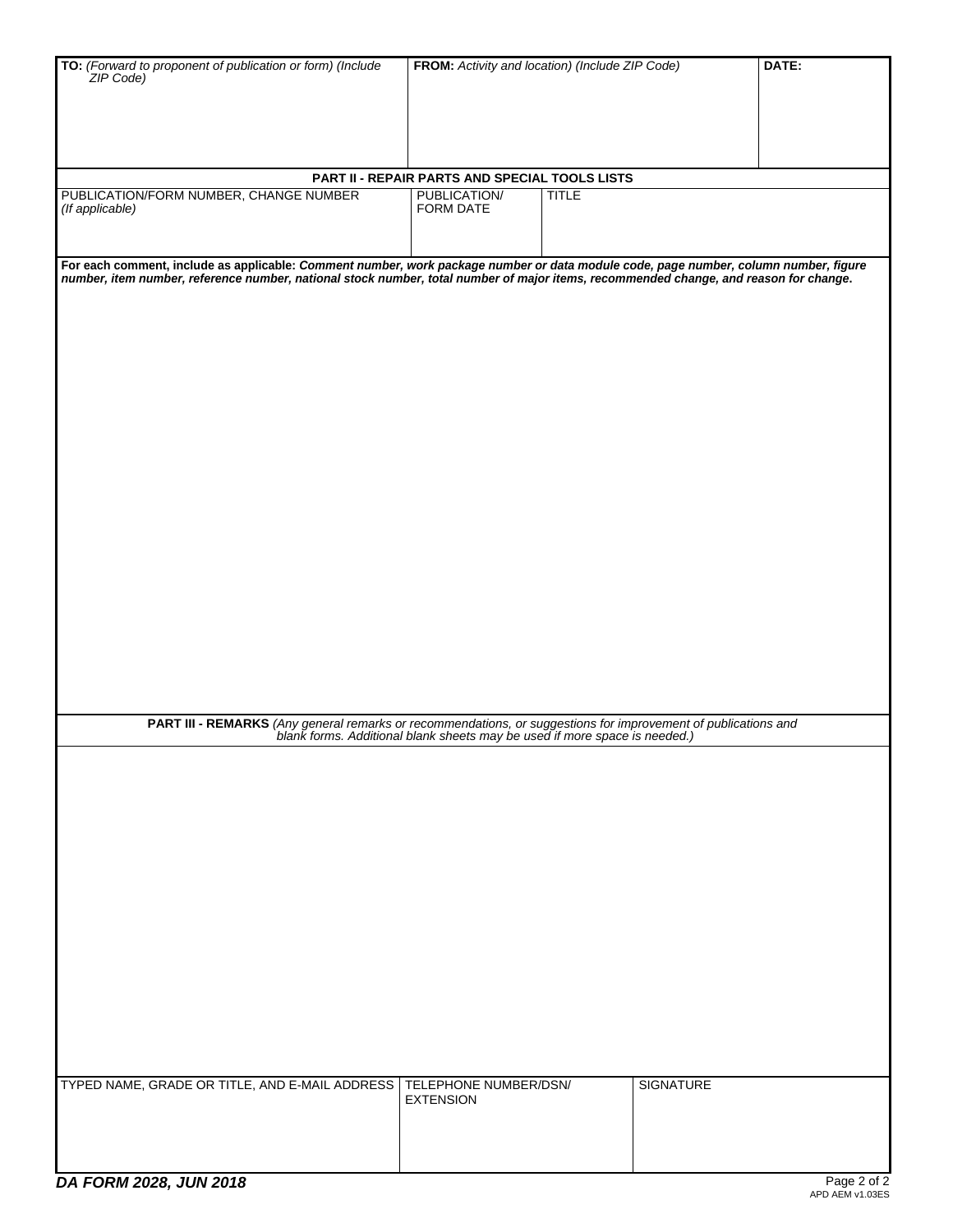| **TO:** *(Forward to proponent of publication or form) (Include ZIP Code)* | **FROM:** *Activity and location) (Include ZIP Code)* | **DATE:** |
|---|---|---|
| | | |

**PART II - REPAIR PARTS AND SPECIAL TOOLS LISTS**

| PUBLICATION/FORM NUMBER, CHANGE NUMBER *(If applicable)* | PUBLICATION/ FORM DATE | TITLE |
|---|---|---|
| | | |

**For each comment, include as applicable:** ***Comment number, work package number or data module code, page number, column number, figure number, item number, reference number, national stock number, total number of major items, recommended change, and reason for change.***

**PART III - REMARKS** *(Any general remarks or recommendations, or suggestions for improvement of publications and blank forms. Additional blank sheets may be used if more space is needed.)*

| TYPED NAME, GRADE OR TITLE, AND E-MAIL ADDRESS | TELEPHONE NUMBER/DSN/ EXTENSION | SIGNATURE |
|---|---|---|
| | | |

***DA FORM 2028, JUN 2018***

APD AEM v1.03ES